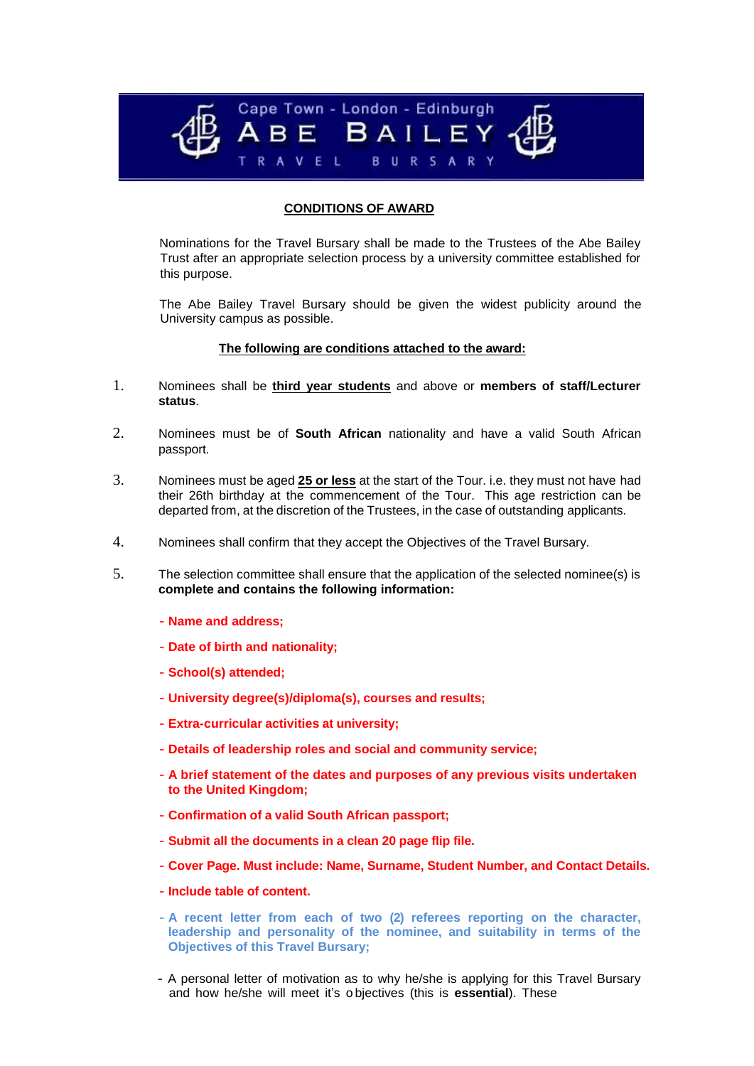Cape Town - London - Edinburgh

# ABE BAILEY

TRAVEL BURSARY

## CONDITIONS OF AWARD

Nominations for the Travel Bursary shall be made to the Trustees of the Abe Bailey Trust after an appropriate selection process by a university committee established for this purpose.

The Abe Bailey Travel Bursary should be given the widest publicity around the University campus as possible.

### The following are conditions attached to the award:

1. Nominees shall be **third year students** and above or **members of staff/Lecturer status**.

2. Nominees must be of **South African** nationality and have a valid South African passport.

3. Nominees must be aged **25 or less** at the start of the Tour. i.e. they must not have had their 26th birthday at the commencement of the Tour. This age restriction can be departed from, at the discretion of the Trustees, in the case of outstanding applicants.

4. Nominees shall confirm that they accept the Objectives of the Travel Bursary.

5. The selection committee shall ensure that the application of the selected nominee(s) is **complete and contains the following information:**

   - **Name and address;**
   - **Date of birth and nationality;**
   - **School(s) attended;**
   - **University degree(s)/diploma(s), courses and results;**
   - **Extra-curricular activities at university;**
   - **Details of leadership roles and social and community service;**
   - **A brief statement of the dates and purposes of any previous visits undertaken to the United Kingdom;**
   - **Confirmation of a valid South African passport;**
   - **Submit all the documents in a clean 20 page flip file.**
   - **Cover Page. Must include: Name, Surname, Student Number, and Contact Details.**
   - **Include table of content.**
   - **A recent letter from each of two (2) referees reporting on the character, leadership and personality of the nominee, and suitability in terms of the Objectives of this Travel Bursary;**
   - A personal letter of motivation as to why he/she is applying for this Travel Bursary and how he/she will meet it's objectives (this is **essential**). These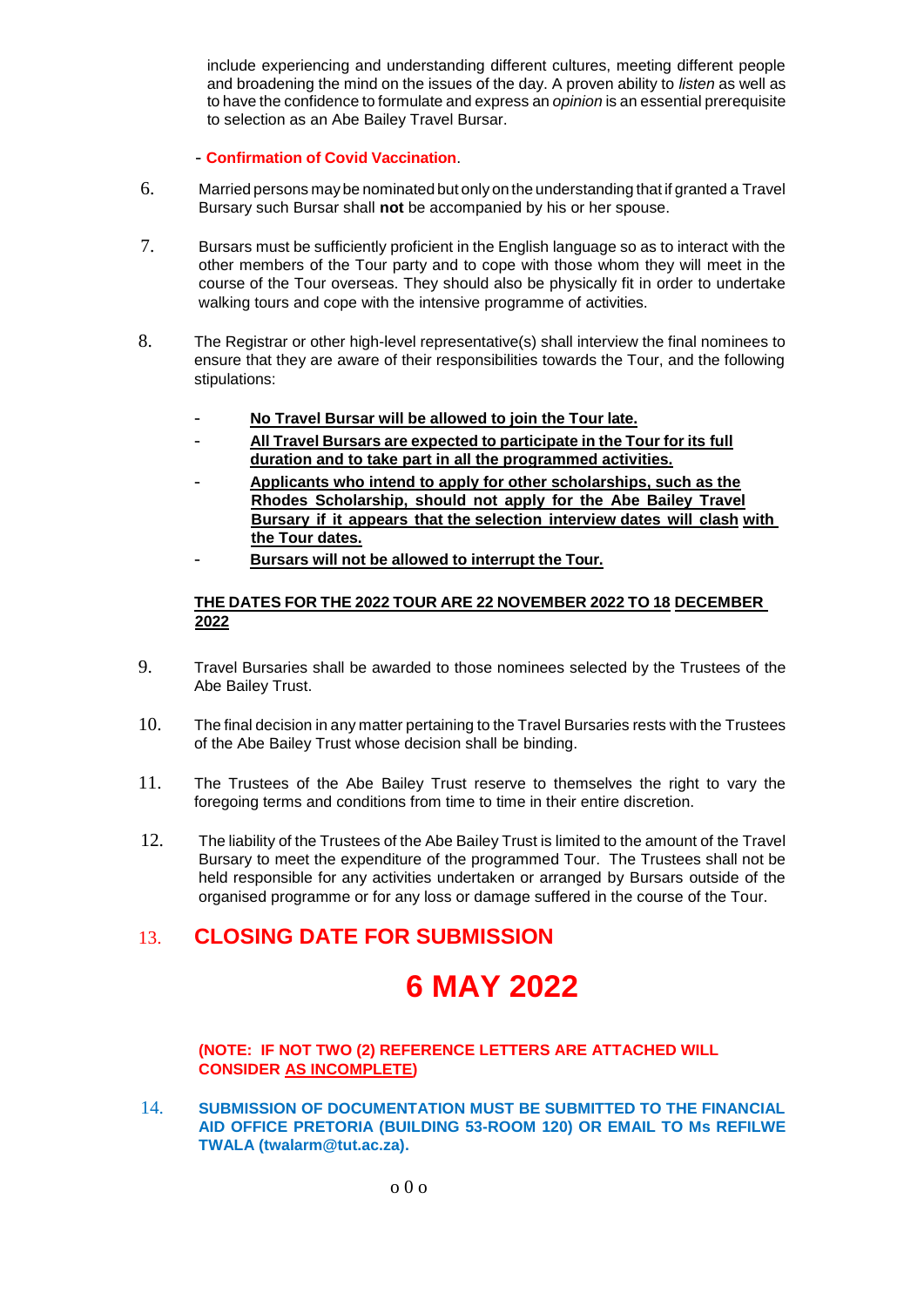include experiencing and understanding different cultures, meeting different people and broadening the mind on the issues of the day. A proven ability to *listen* as well as to have the confidence to formulate and express an *opinion* is an essential prerequisite to selection as an Abe Bailey Travel Bursar.

- **Confirmation of Covid Vaccination**.

6. Married persons may be nominated but only on the understanding that if granted a Travel Bursary such Bursar shall **not** be accompanied by his or her spouse.

7. Bursars must be sufficiently proficient in the English language so as to interact with the other members of the Tour party and to cope with those whom they will meet in the course of the Tour overseas. They should also be physically fit in order to undertake walking tours and cope with the intensive programme of activities.

8. The Registrar or other high-level representative(s) shall interview the final nominees to ensure that they are aware of their responsibilities towards the Tour, and the following stipulations:

   - **No Travel Bursar will be allowed to join the Tour late.**
   - **All Travel Bursars are expected to participate in the Tour for its full duration and to take part in all the programmed activities.**
   - **Applicants who intend to apply for other scholarships, such as the Rhodes Scholarship, should not apply for the Abe Bailey Travel Bursary if it appears that the selection interview dates will clash with the Tour dates.**
   - **Bursars will not be allowed to interrupt the Tour.**

   **THE DATES FOR THE 2022 TOUR ARE 22 NOVEMBER 2022 TO 18 DECEMBER 2022**

9. Travel Bursaries shall be awarded to those nominees selected by the Trustees of the Abe Bailey Trust.

10. The final decision in any matter pertaining to the Travel Bursaries rests with the Trustees of the Abe Bailey Trust whose decision shall be binding.

11. The Trustees of the Abe Bailey Trust reserve to themselves the right to vary the foregoing terms and conditions from time to time in their entire discretion.

12. The liability of the Trustees of the Abe Bailey Trust is limited to the amount of the Travel Bursary to meet the expenditure of the programmed Tour. The Trustees shall not be held responsible for any activities undertaken or arranged by Bursars outside of the organised programme or for any loss or damage suffered in the course of the Tour.

## 13. CLOSING DATE FOR SUBMISSION

# 6 MAY 2022

**(NOTE: IF NOT TWO (2) REFERENCE LETTERS ARE ATTACHED WILL CONSIDER AS INCOMPLETE)**

14. **SUBMISSION OF DOCUMENTATION MUST BE SUBMITTED TO THE FINANCIAL AID OFFICE PRETORIA (BUILDING 53-ROOM 120) OR EMAIL TO Ms REFILWE TWALA (twalarm@tut.ac.za).**

o 0 o